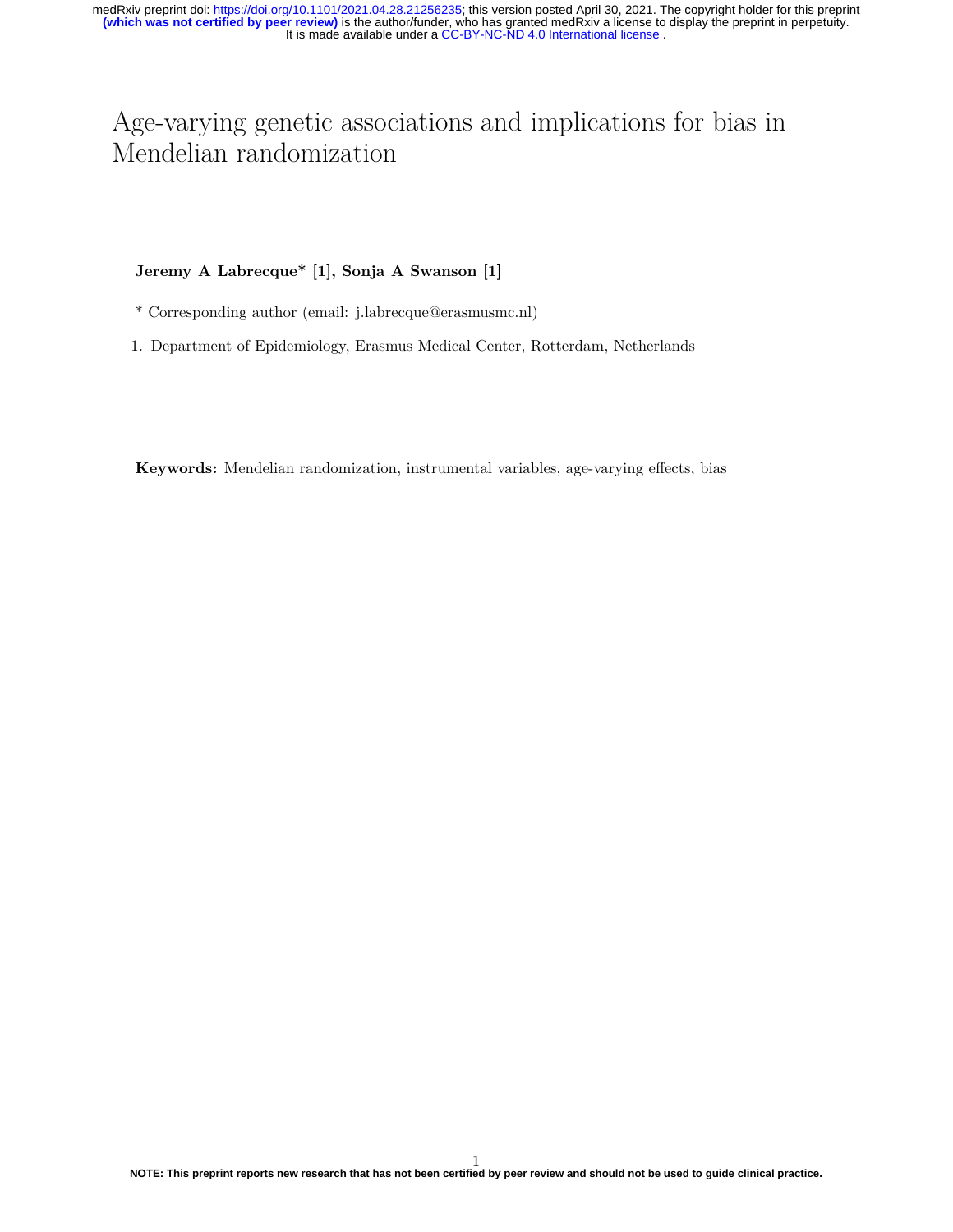# Age-varying genetic associations and implications for bias in Mendelian randomization

**Jeremy A Labrecque*** [1], **Sonja A Swanson** [1]

* Corresponding author (email: j.labrecque@erasmusmc.nl)

1. Department of Epidemiology, Erasmus Medical Center, Rotterdam, Netherlands

**Keywords:** Mendelian randomization, instrumental variables, age-varying effects, bias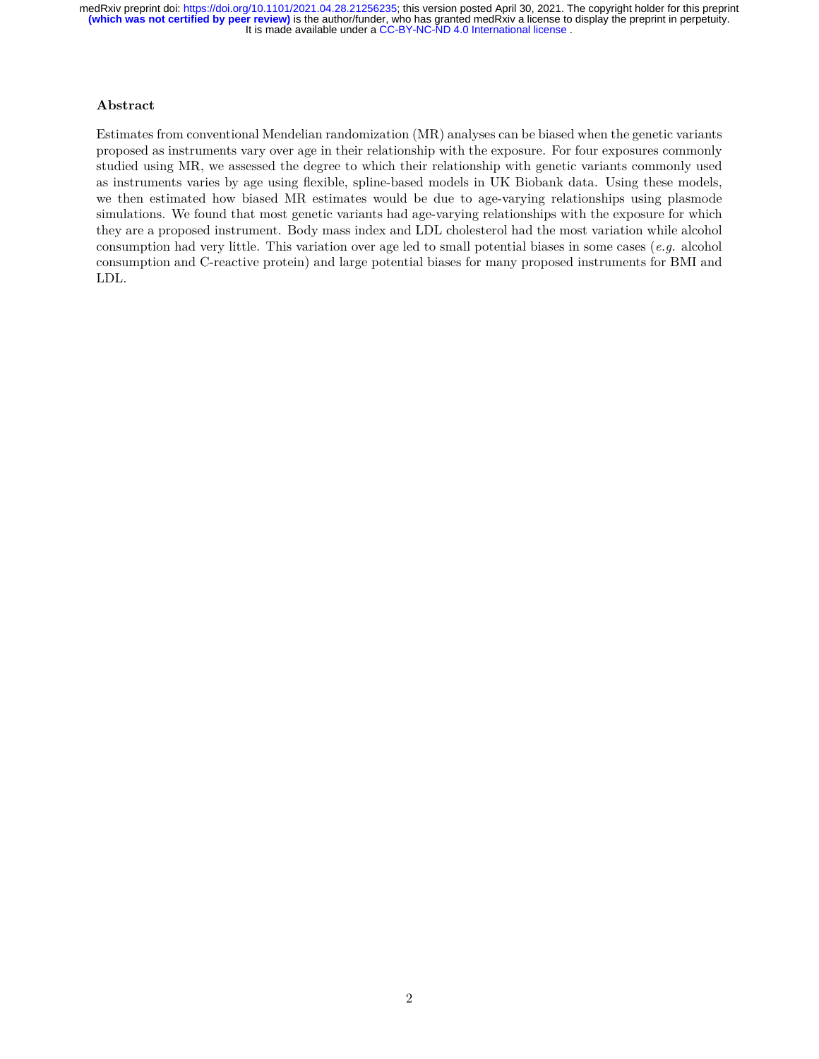## Abstract

Estimates from conventional Mendelian randomization (MR) analyses can be biased when the genetic variants proposed as instruments vary over age in their relationship with the exposure. For four exposures commonly studied using MR, we assessed the degree to which their relationship with genetic variants commonly used as instruments varies by age using flexible, spline-based models in UK Biobank data. Using these models, we then estimated how biased MR estimates would be due to age-varying relationships using plasmode simulations. We found that most genetic variants had age-varying relationships with the exposure for which they are a proposed instrument. Body mass index and LDL cholesterol had the most variation while alcohol consumption had very little. This variation over age led to small potential biases in some cases (*e.g.* alcohol consumption and C-reactive protein) and large potential biases for many proposed instruments for BMI and LDL.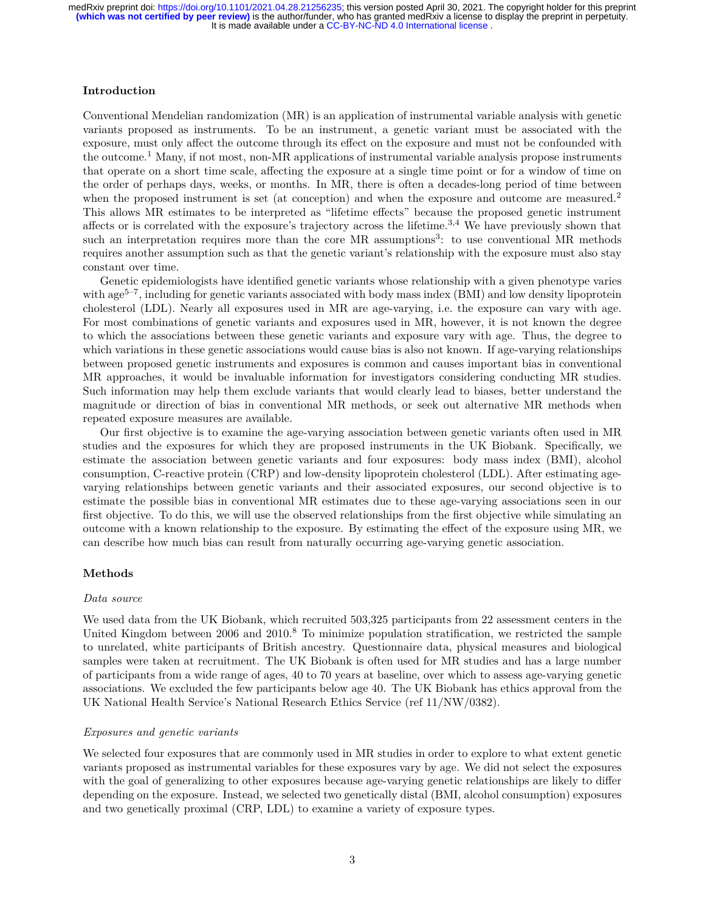## Introduction

Conventional Mendelian randomization (MR) is an application of instrumental variable analysis with genetic variants proposed as instruments. To be an instrument, a genetic variant must be associated with the exposure, must only affect the outcome through its effect on the exposure and must not be confounded with the outcome.[1] Many, if not most, non-MR applications of instrumental variable analysis propose instruments that operate on a short time scale, affecting the exposure at a single time point or for a window of time on the order of perhaps days, weeks, or months. In MR, there is often a decades-long period of time between when the proposed instrument is set (at conception) and when the exposure and outcome are measured.[2] This allows MR estimates to be interpreted as "lifetime effects" because the proposed genetic instrument affects or is correlated with the exposure's trajectory across the lifetime.[3,4] We have previously shown that such an interpretation requires more than the core MR assumptions[3]: to use conventional MR methods requires another assumption such as that the genetic variant's relationship with the exposure must also stay constant over time.

Genetic epidemiologists have identified genetic variants whose relationship with a given phenotype varies with age[5–7], including for genetic variants associated with body mass index (BMI) and low density lipoprotein cholesterol (LDL). Nearly all exposures used in MR are age-varying, i.e. the exposure can vary with age. For most combinations of genetic variants and exposures used in MR, however, it is not known the degree to which the associations between these genetic variants and exposure vary with age. Thus, the degree to which variations in these genetic associations would cause bias is also not known. If age-varying relationships between proposed genetic instruments and exposures is common and causes important bias in conventional MR approaches, it would be invaluable information for investigators considering conducting MR studies. Such information may help them exclude variants that would clearly lead to biases, better understand the magnitude or direction of bias in conventional MR methods, or seek out alternative MR methods when repeated exposure measures are available.

Our first objective is to examine the age-varying association between genetic variants often used in MR studies and the exposures for which they are proposed instruments in the UK Biobank. Specifically, we estimate the association between genetic variants and four exposures: body mass index (BMI), alcohol consumption, C-reactive protein (CRP) and low-density lipoprotein cholesterol (LDL). After estimating age-varying relationships between genetic variants and their associated exposures, our second objective is to estimate the possible bias in conventional MR estimates due to these age-varying associations seen in our first objective. To do this, we will use the observed relationships from the first objective while simulating an outcome with a known relationship to the exposure. By estimating the effect of the exposure using MR, we can describe how much bias can result from naturally occurring age-varying genetic association.

## Methods

### *Data source*

We used data from the UK Biobank, which recruited 503,325 participants from 22 assessment centers in the United Kingdom between 2006 and 2010.[8] To minimize population stratification, we restricted the sample to unrelated, white participants of British ancestry. Questionnaire data, physical measures and biological samples were taken at recruitment. The UK Biobank is often used for MR studies and has a large number of participants from a wide range of ages, 40 to 70 years at baseline, over which to assess age-varying genetic associations. We excluded the few participants below age 40. The UK Biobank has ethics approval from the UK National Health Service's National Research Ethics Service (ref 11/NW/0382).

### *Exposures and genetic variants*

We selected four exposures that are commonly used in MR studies in order to explore to what extent genetic variants proposed as instrumental variables for these exposures vary by age. We did not select the exposures with the goal of generalizing to other exposures because age-varying genetic relationships are likely to differ depending on the exposure. Instead, we selected two genetically distal (BMI, alcohol consumption) exposures and two genetically proximal (CRP, LDL) to examine a variety of exposure types.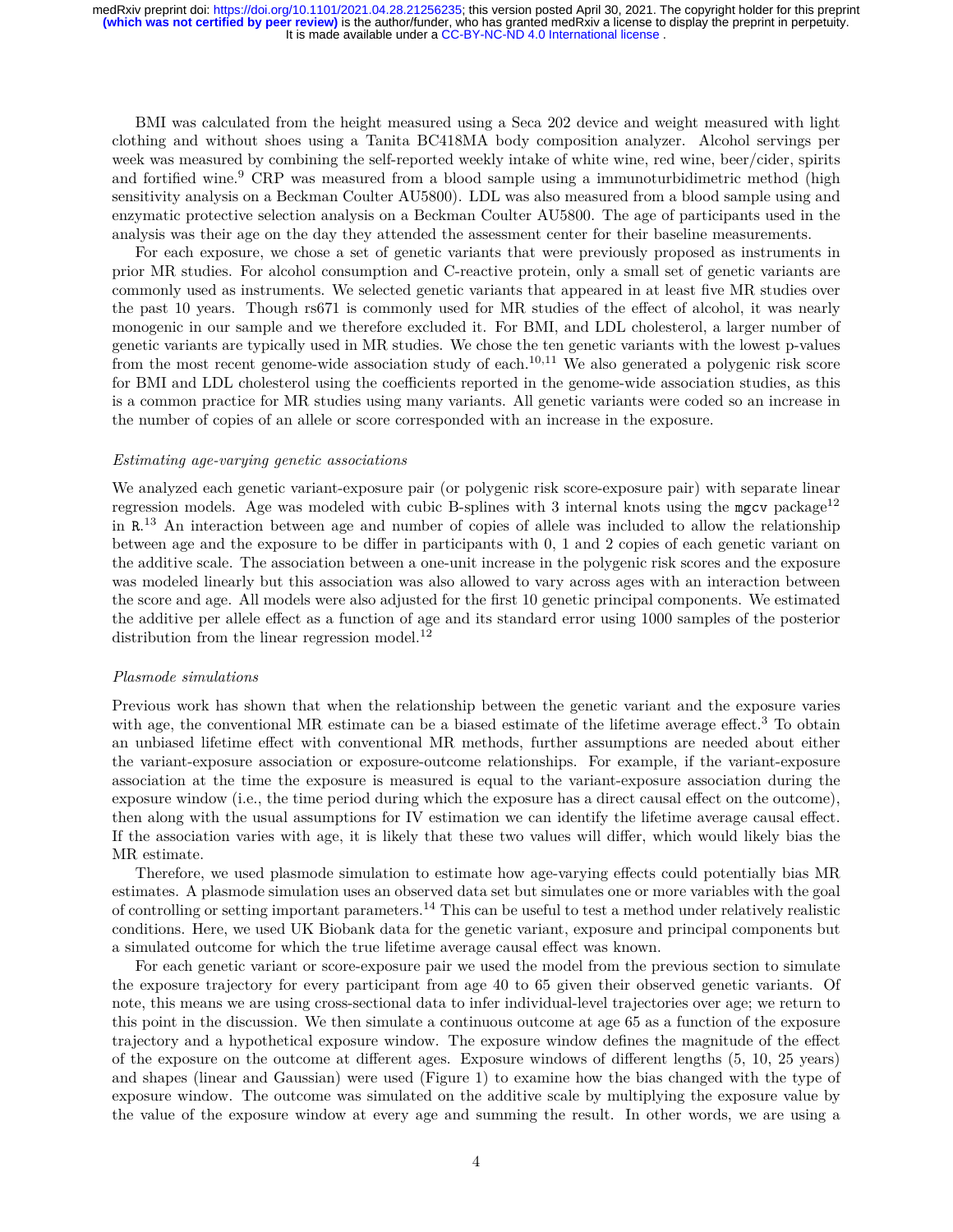BMI was calculated from the height measured using a Seca 202 device and weight measured with light clothing and without shoes using a Tanita BC418MA body composition analyzer. Alcohol servings per week was measured by combining the self-reported weekly intake of white wine, red wine, beer/cider, spirits and fortified wine.[9] CRP was measured from a blood sample using a immunoturbidimetric method (high sensitivity analysis on a Beckman Coulter AU5800). LDL was also measured from a blood sample using and enzymatic protective selection analysis on a Beckman Coulter AU5800. The age of participants used in the analysis was their age on the day they attended the assessment center for their baseline measurements.

For each exposure, we chose a set of genetic variants that were previously proposed as instruments in prior MR studies. For alcohol consumption and C-reactive protein, only a small set of genetic variants are commonly used as instruments. We selected genetic variants that appeared in at least five MR studies over the past 10 years. Though rs671 is commonly used for MR studies of the effect of alcohol, it was nearly monogenic in our sample and we therefore excluded it. For BMI, and LDL cholesterol, a larger number of genetic variants are typically used in MR studies. We chose the ten genetic variants with the lowest p-values from the most recent genome-wide association study of each.[10,11] We also generated a polygenic risk score for BMI and LDL cholesterol using the coefficients reported in the genome-wide association studies, as this is a common practice for MR studies using many variants. All genetic variants were coded so an increase in the number of copies of an allele or score corresponded with an increase in the exposure.

### *Estimating age-varying genetic associations*

We analyzed each genetic variant-exposure pair (or polygenic risk score-exposure pair) with separate linear regression models. Age was modeled with cubic B-splines with 3 internal knots using the `mgcv` package[12] in `R`.[13] An interaction between age and number of copies of allele was included to allow the relationship between age and the exposure to be differ in participants with 0, 1 and 2 copies of each genetic variant on the additive scale. The association between a one-unit increase in the polygenic risk scores and the exposure was modeled linearly but this association was also allowed to vary across ages with an interaction between the score and age. All models were also adjusted for the first 10 genetic principal components. We estimated the additive per allele effect as a function of age and its standard error using 1000 samples of the posterior distribution from the linear regression model.[12]

### *Plasmode simulations*

Previous work has shown that when the relationship between the genetic variant and the exposure varies with age, the conventional MR estimate can be a biased estimate of the lifetime average effect.[3] To obtain an unbiased lifetime effect with conventional MR methods, further assumptions are needed about either the variant-exposure association or exposure-outcome relationships. For example, if the variant-exposure association at the time the exposure is measured is equal to the variant-exposure association during the exposure window (i.e., the time period during which the exposure has a direct causal effect on the outcome), then along with the usual assumptions for IV estimation we can identify the lifetime average causal effect. If the association varies with age, it is likely that these two values will differ, which would likely bias the MR estimate.

Therefore, we used plasmode simulation to estimate how age-varying effects could potentially bias MR estimates. A plasmode simulation uses an observed data set but simulates one or more variables with the goal of controlling or setting important parameters.[14] This can be useful to test a method under relatively realistic conditions. Here, we used UK Biobank data for the genetic variant, exposure and principal components but a simulated outcome for which the true lifetime average causal effect was known.

For each genetic variant or score-exposure pair we used the model from the previous section to simulate the exposure trajectory for every participant from age 40 to 65 given their observed genetic variants. Of note, this means we are using cross-sectional data to infer individual-level trajectories over age; we return to this point in the discussion. We then simulate a continuous outcome at age 65 as a function of the exposure trajectory and a hypothetical exposure window. The exposure window defines the magnitude of the effect of the exposure on the outcome at different ages. Exposure windows of different lengths (5, 10, 25 years) and shapes (linear and Gaussian) were used (Figure 1) to examine how the bias changed with the type of exposure window. The outcome was simulated on the additive scale by multiplying the exposure value by the value of the exposure window at every age and summing the result. In other words, we are using a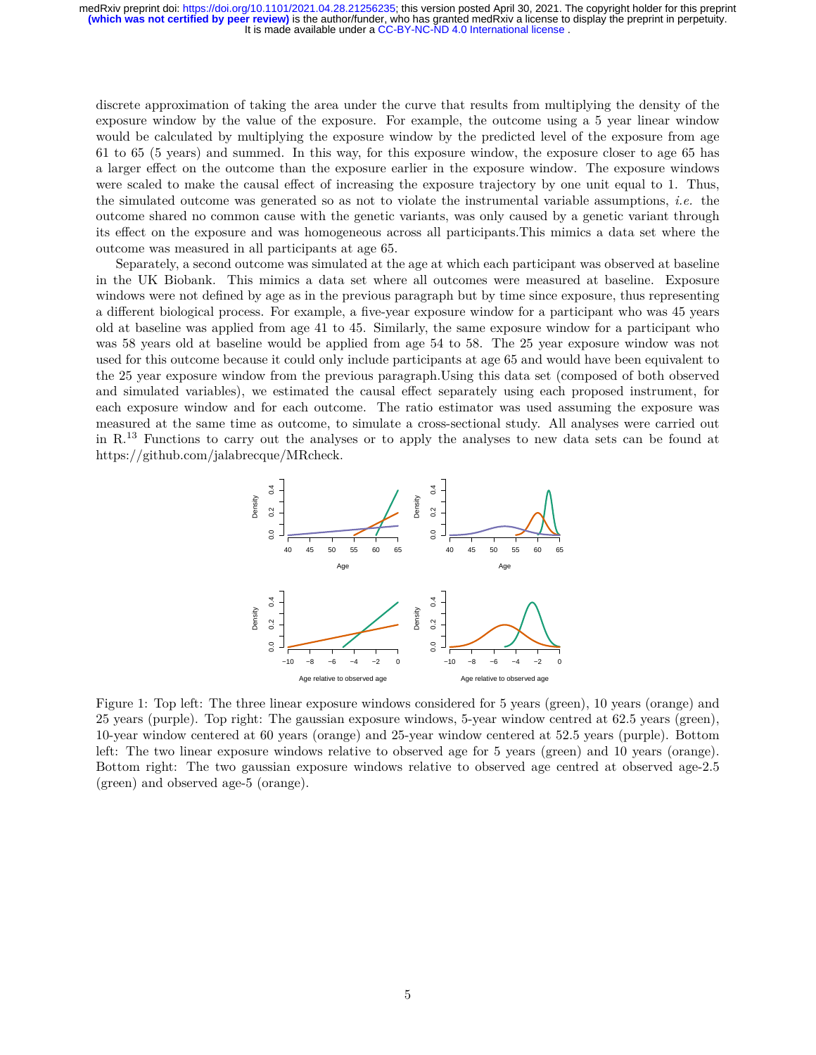discrete approximation of taking the area under the curve that results from multiplying the density of the exposure window by the value of the exposure. For example, the outcome using a 5 year linear window would be calculated by multiplying the exposure window by the predicted level of the exposure from age 61 to 65 (5 years) and summed. In this way, for this exposure window, the exposure closer to age 65 has a larger effect on the outcome than the exposure earlier in the exposure window. The exposure windows were scaled to make the causal effect of increasing the exposure trajectory by one unit equal to 1. Thus, the simulated outcome was generated so as not to violate the instrumental variable assumptions, *i.e.* the outcome shared no common cause with the genetic variants, was only caused by a genetic variant through its effect on the exposure and was homogeneous across all participants.This mimics a data set where the outcome was measured in all participants at age 65.

Separately, a second outcome was simulated at the age at which each participant was observed at baseline in the UK Biobank. This mimics a data set where all outcomes were measured at baseline. Exposure windows were not defined by age as in the previous paragraph but by time since exposure, thus representing a different biological process. For example, a five-year exposure window for a participant who was 45 years old at baseline was applied from age 41 to 45. Similarly, the same exposure window for a participant who was 58 years old at baseline would be applied from age 54 to 58. The 25 year exposure window was not used for this outcome because it could only include participants at age 65 and would have been equivalent to the 25 year exposure window from the previous paragraph.Using this data set (composed of both observed and simulated variables), we estimated the causal effect separately using each proposed instrument, for each exposure window and for each outcome. The ratio estimator was used assuming the exposure was measured at the same time as outcome, to simulate a cross-sectional study. All analyses were carried out in R.[13] Functions to carry out the analyses or to apply the analyses to new data sets can be found at https://github.com/jalabrecque/MRcheck.

Figure 1: Top left: The three linear exposure windows considered for 5 years (green), 10 years (orange) and 25 years (purple). Top right: The gaussian exposure windows, 5-year window centred at 62.5 years (green), 10-year window centered at 60 years (orange) and 25-year window centered at 52.5 years (purple). Bottom left: The two linear exposure windows relative to observed age for 5 years (green) and 10 years (orange). Bottom right: The two gaussian exposure windows relative to observed age centred at observed age-2.5 (green) and observed age-5 (orange).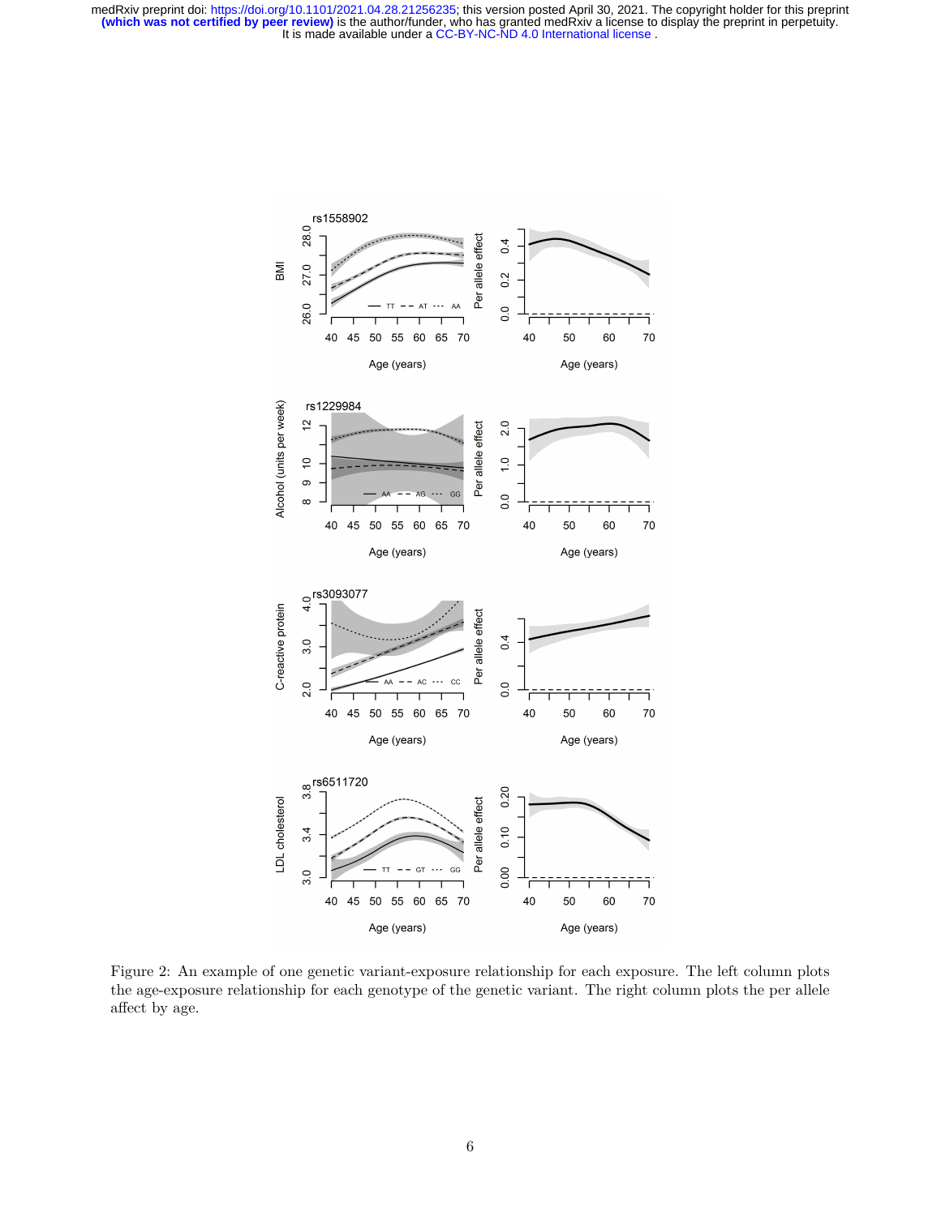Figure 2: An example of one genetic variant-exposure relationship for each exposure. The left column plots the age-exposure relationship for each genotype of the genetic variant. The right column plots the per allele affect by age.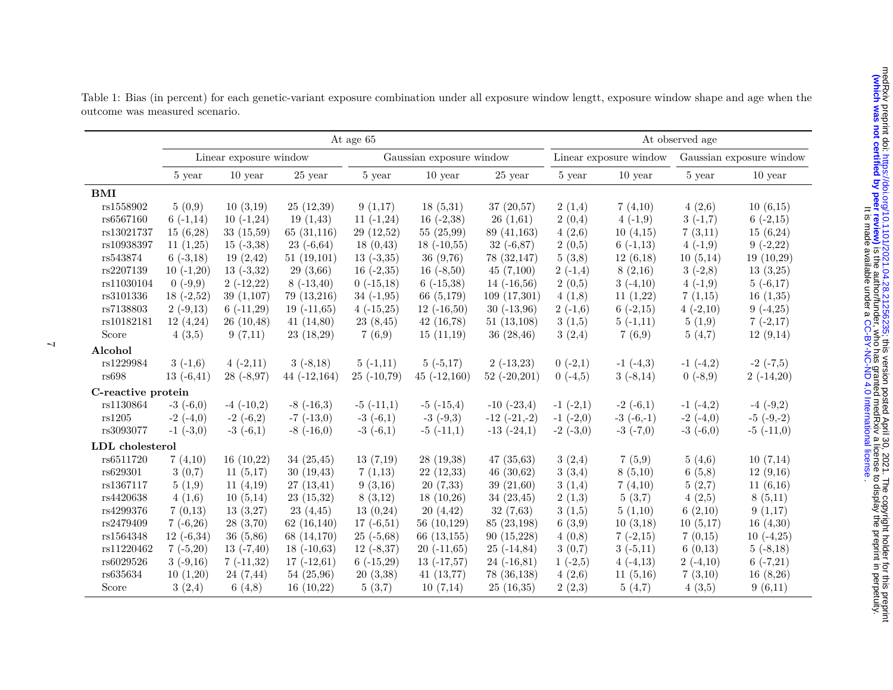Table 1: Bias (in percent) for each genetic-variant exposure combination under all exposure window lengtt, exposure window shape and age when the outcome was measured scenario.

| | At age 65 | | | | | | At observed age | | | |
|---|---|---|---|---|---|---|---|---|---|---|
| | Linear exposure window | | | Gaussian exposure window | | | Linear exposure window | | Gaussian exposure window | |
| | 5 year | 10 year | 25 year | 5 year | 10 year | 25 year | 5 year | 10 year | 5 year | 10 year |
| **BMI** | | | | | | | | | | |
| rs1558902 | 5 (0,9) | 10 (3,19) | 25 (12,39) | 9 (1,17) | 18 (5,31) | 37 (20,57) | 2 (1,4) | 7 (4,10) | 4 (2,6) | 10 (6,15) |
| rs6567160 | 6 (-1,14) | 10 (-1,24) | 19 (1,43) | 11 (-1,24) | 16 (-2,38) | 26 (1,61) | 2 (0,4) | 4 (-1,9) | 3 (-1,7) | 6 (-2,15) |
| rs13021737 | 15 (6,28) | 33 (15,59) | 65 (31,116) | 29 (12,52) | 55 (25,99) | 89 (41,163) | 4 (2,6) | 10 (4,15) | 7 (3,11) | 15 (6,24) |
| rs10938397 | 11 (1,25) | 15 (-3,38) | 23 (-6,64) | 18 (0,43) | 18 (-10,55) | 32 (-6,87) | 2 (0,5) | 6 (-1,13) | 4 (-1,9) | 9 (-2,22) |
| rs543874 | 6 (-3,18) | 19 (2,42) | 51 (19,101) | 13 (-3,35) | 36 (9,76) | 78 (32,147) | 5 (3,8) | 12 (6,18) | 10 (5,14) | 19 (10,29) |
| rs2207139 | 10 (-1,20) | 13 (-3,32) | 29 (3,66) | 16 (-2,35) | 16 (-8,50) | 45 (7,100) | 2 (-1,4) | 8 (2,16) | 3 (-2,8) | 13 (3,25) |
| rs11030104 | 0 (-9,9) | 2 (-12,22) | 8 (-13,40) | 0 (-15,18) | 6 (-15,38) | 14 (-16,56) | 2 (0,5) | 3 (-4,10) | 4 (-1,9) | 5 (-6,17) |
| rs3101336 | 18 (-2,52) | 39 (1,107) | 79 (13,216) | 34 (-1,95) | 66 (5,179) | 109 (17,301) | 4 (1,8) | 11 (1,22) | 7 (1,15) | 16 (1,35) |
| rs7138803 | 2 (-9,13) | 6 (-11,29) | 19 (-11,65) | 4 (-15,25) | 12 (-16,50) | 30 (-13,96) | 2 (-1,6) | 6 (-2,15) | 4 (-2,10) | 9 (-4,25) |
| rs10182181 | 12 (4,24) | 26 (10,48) | 41 (14,80) | 23 (8,45) | 42 (16,78) | 51 (13,108) | 3 (1,5) | 5 (-1,11) | 5 (1,9) | 7 (-2,17) |
| Score | 4 (3,5) | 9 (7,11) | 23 (18,29) | 7 (6,9) | 15 (11,19) | 36 (28,46) | 3 (2,4) | 7 (6,9) | 5 (4,7) | 12 (9,14) |
| **Alcohol** | | | | | | | | | | |
| rs1229984 | 3 (-1,6) | 4 (-2,11) | 3 (-8,18) | 5 (-1,11) | 5 (-5,17) | 2 (-13,23) | 0 (-2,1) | -1 (-4,3) | -1 (-4,2) | -2 (-7,5) |
| rs698 | 13 (-6,41) | 28 (-8,97) | 44 (-12,164) | 25 (-10,79) | 45 (-12,160) | 52 (-20,201) | 0 (-4,5) | 3 (-8,14) | 0 (-8,9) | 2 (-14,20) |
| **C-reactive protein** | | | | | | | | | | |
| rs1130864 | -3 (-6,0) | -4 (-10,2) | -8 (-16,3) | -5 (-11,1) | -5 (-15,4) | -10 (-23,4) | -1 (-2,1) | -2 (-6,1) | -1 (-4,2) | -4 (-9,2) |
| rs1205 | -2 (-4,0) | -2 (-6,2) | -7 (-13,0) | -3 (-6,1) | -3 (-9,3) | -12 (-21,-2) | -1 (-2,0) | -3 (-6,-1) | -2 (-4,0) | -5 (-9,-2) |
| rs3093077 | -1 (-3,0) | -3 (-6,1) | -8 (-16,0) | -3 (-6,1) | -5 (-11,1) | -13 (-24,1) | -2 (-3,0) | -3 (-7,0) | -3 (-6,0) | -5 (-11,0) |
| **LDL cholesterol** | | | | | | | | | | |
| rs6511720 | 7 (4,10) | 16 (10,22) | 34 (25,45) | 13 (7,19) | 28 (19,38) | 47 (35,63) | 3 (2,4) | 7 (5,9) | 5 (4,6) | 10 (7,14) |
| rs629301 | 3 (0,7) | 11 (5,17) | 30 (19,43) | 7 (1,13) | 22 (12,33) | 46 (30,62) | 3 (3,4) | 8 (5,10) | 6 (5,8) | 12 (9,16) |
| rs1367117 | 5 (1,9) | 11 (4,19) | 27 (13,41) | 9 (3,16) | 20 (7,33) | 39 (21,60) | 3 (1,4) | 7 (4,10) | 5 (2,7) | 11 (6,16) |
| rs4420638 | 4 (1,6) | 10 (5,14) | 23 (15,32) | 8 (3,12) | 18 (10,26) | 34 (23,45) | 2 (1,3) | 5 (3,7) | 4 (2,5) | 8 (5,11) |
| rs4299376 | 7 (0,13) | 13 (3,27) | 23 (4,45) | 13 (0,24) | 20 (4,42) | 32 (7,63) | 3 (1,5) | 5 (1,10) | 6 (2,10) | 9 (1,17) |
| rs2479409 | 7 (-6,26) | 28 (3,70) | 62 (16,140) | 17 (-6,51) | 56 (10,129) | 85 (23,198) | 6 (3,9) | 10 (3,18) | 10 (5,17) | 16 (4,30) |
| rs1564348 | 12 (-6,34) | 36 (5,86) | 68 (14,170) | 25 (-5,68) | 66 (13,155) | 90 (15,228) | 4 (0,8) | 7 (-2,15) | 7 (0,15) | 10 (-4,25) |
| rs11220462 | 7 (-5,20) | 13 (-7,40) | 18 (-10,63) | 12 (-8,37) | 20 (-11,65) | 25 (-14,84) | 3 (0,7) | 3 (-5,11) | 6 (0,13) | 5 (-8,18) |
| rs6029526 | 3 (-9,16) | 7 (-11,32) | 17 (-12,61) | 6 (-15,29) | 13 (-17,57) | 24 (-16,81) | 1 (-2,5) | 4 (-4,13) | 2 (-4,10) | 6 (-7,21) |
| rs635634 | 10 (1,20) | 24 (7,44) | 54 (25,96) | 20 (3,38) | 41 (13,77) | 78 (36,138) | 4 (2,6) | 11 (5,16) | 7 (3,10) | 16 (8,26) |
| Score | 3 (2,4) | 6 (4,8) | 16 (10,22) | 5 (3,7) | 10 (7,14) | 25 (16,35) | 2 (2,3) | 5 (4,7) | 4 (3,5) | 9 (6,11) |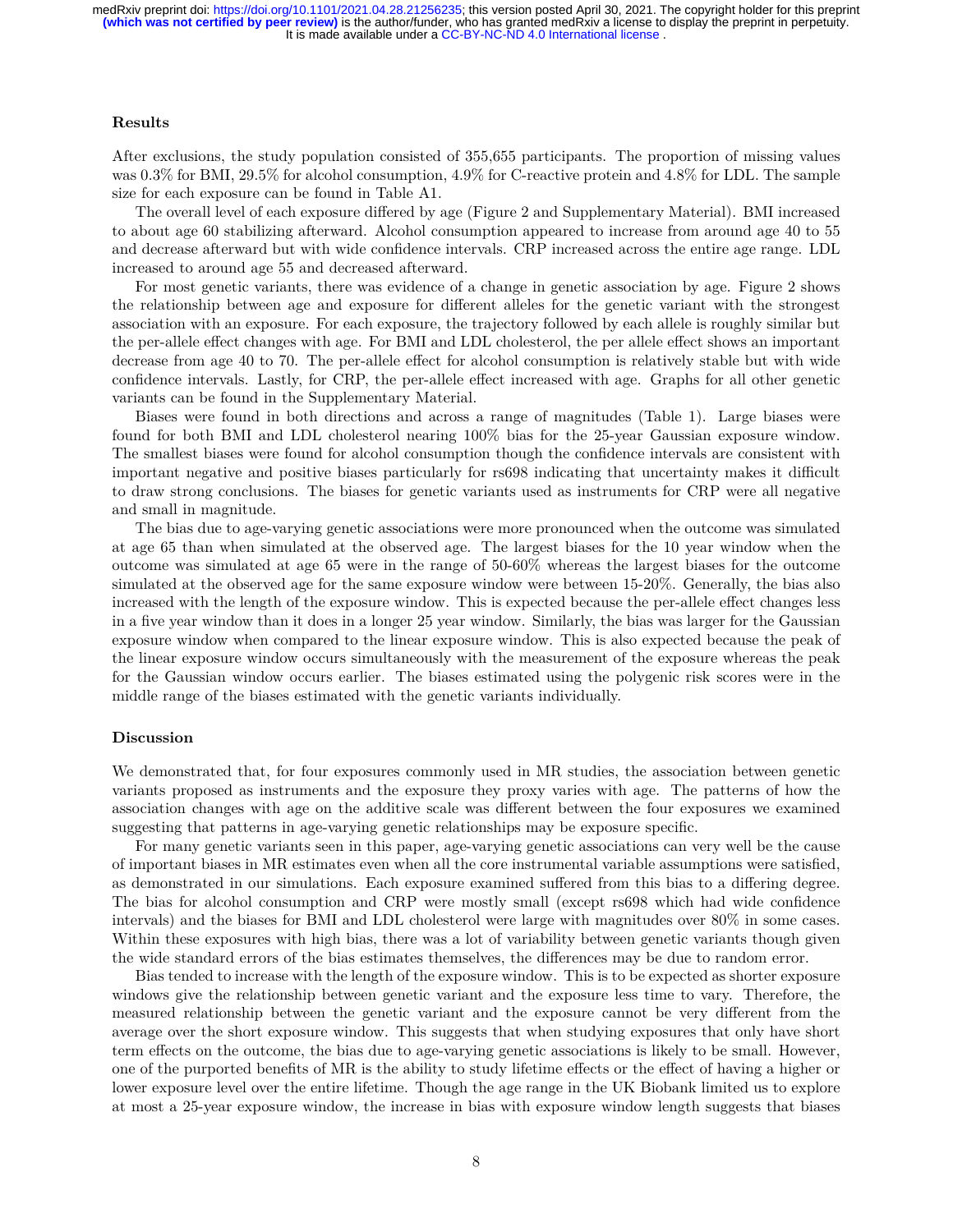### Results

After exclusions, the study population consisted of 355,655 participants. The proportion of missing values was 0.3% for BMI, 29.5% for alcohol consumption, 4.9% for C-reactive protein and 4.8% for LDL. The sample size for each exposure can be found in Table A1.

The overall level of each exposure differed by age (Figure 2 and Supplementary Material). BMI increased to about age 60 stabilizing afterward. Alcohol consumption appeared to increase from around age 40 to 55 and decrease afterward but with wide confidence intervals. CRP increased across the entire age range. LDL increased to around age 55 and decreased afterward.

For most genetic variants, there was evidence of a change in genetic association by age. Figure 2 shows the relationship between age and exposure for different alleles for the genetic variant with the strongest association with an exposure. For each exposure, the trajectory followed by each allele is roughly similar but the per-allele effect changes with age. For BMI and LDL cholesterol, the per allele effect shows an important decrease from age 40 to 70. The per-allele effect for alcohol consumption is relatively stable but with wide confidence intervals. Lastly, for CRP, the per-allele effect increased with age. Graphs for all other genetic variants can be found in the Supplementary Material.

Biases were found in both directions and across a range of magnitudes (Table 1). Large biases were found for both BMI and LDL cholesterol nearing 100% bias for the 25-year Gaussian exposure window. The smallest biases were found for alcohol consumption though the confidence intervals are consistent with important negative and positive biases particularly for rs698 indicating that uncertainty makes it difficult to draw strong conclusions. The biases for genetic variants used as instruments for CRP were all negative and small in magnitude.

The bias due to age-varying genetic associations were more pronounced when the outcome was simulated at age 65 than when simulated at the observed age. The largest biases for the 10 year window when the outcome was simulated at age 65 were in the range of 50-60% whereas the largest biases for the outcome simulated at the observed age for the same exposure window were between 15-20%. Generally, the bias also increased with the length of the exposure window. This is expected because the per-allele effect changes less in a five year window than it does in a longer 25 year window. Similarly, the bias was larger for the Gaussian exposure window when compared to the linear exposure window. This is also expected because the peak of the linear exposure window occurs simultaneously with the measurement of the exposure whereas the peak for the Gaussian window occurs earlier. The biases estimated using the polygenic risk scores were in the middle range of the biases estimated with the genetic variants individually.

### Discussion

We demonstrated that, for four exposures commonly used in MR studies, the association between genetic variants proposed as instruments and the exposure they proxy varies with age. The patterns of how the association changes with age on the additive scale was different between the four exposures we examined suggesting that patterns in age-varying genetic relationships may be exposure specific.

For many genetic variants seen in this paper, age-varying genetic associations can very well be the cause of important biases in MR estimates even when all the core instrumental variable assumptions were satisfied, as demonstrated in our simulations. Each exposure examined suffered from this bias to a differing degree. The bias for alcohol consumption and CRP were mostly small (except rs698 which had wide confidence intervals) and the biases for BMI and LDL cholesterol were large with magnitudes over 80% in some cases. Within these exposures with high bias, there was a lot of variability between genetic variants though given the wide standard errors of the bias estimates themselves, the differences may be due to random error.

Bias tended to increase with the length of the exposure window. This is to be expected as shorter exposure windows give the relationship between genetic variant and the exposure less time to vary. Therefore, the measured relationship between the genetic variant and the exposure cannot be very different from the average over the short exposure window. This suggests that when studying exposures that only have short term effects on the outcome, the bias due to age-varying genetic associations is likely to be small. However, one of the purported benefits of MR is the ability to study lifetime effects or the effect of having a higher or lower exposure level over the entire lifetime. Though the age range in the UK Biobank limited us to explore at most a 25-year exposure window, the increase in bias with exposure window length suggests that biases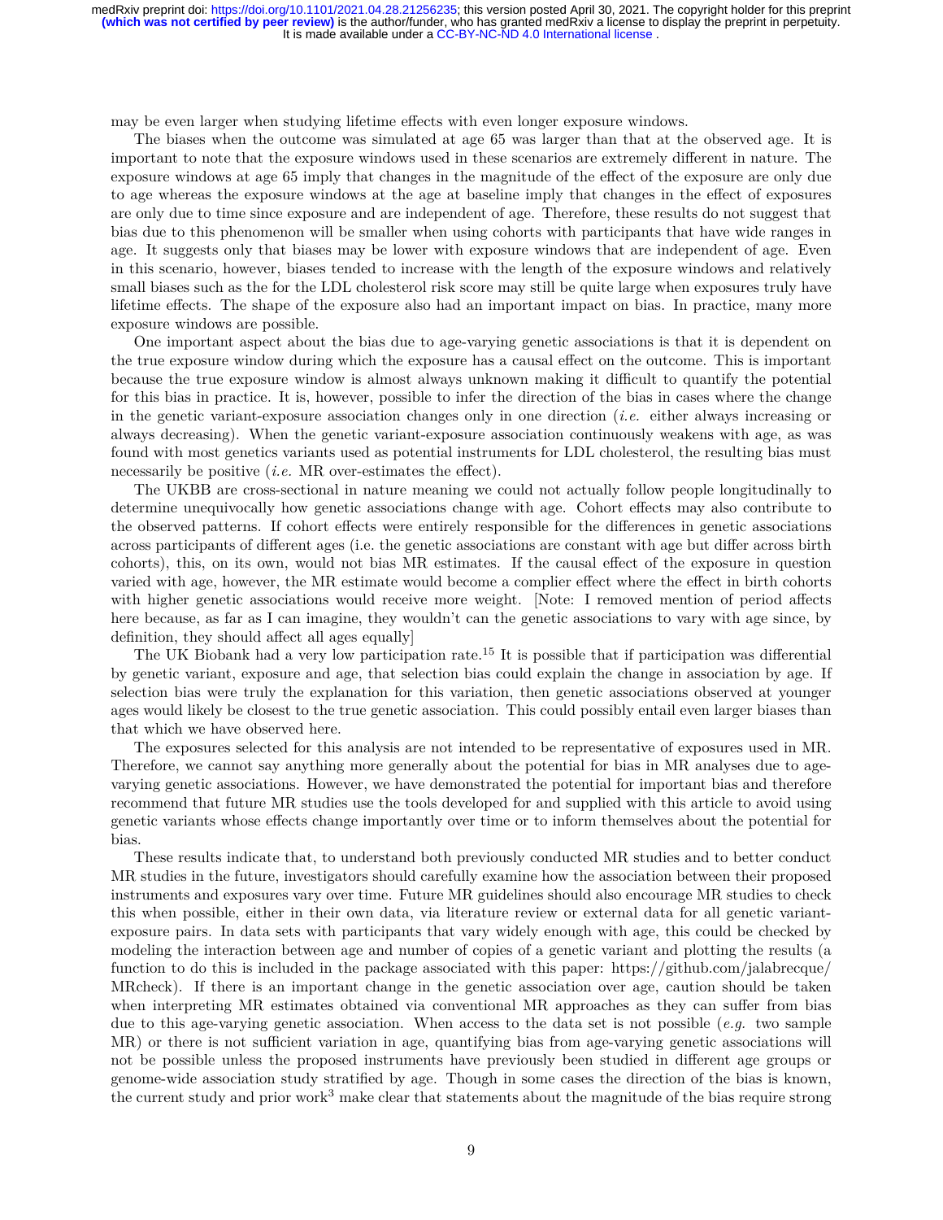may be even larger when studying lifetime effects with even longer exposure windows.

The biases when the outcome was simulated at age 65 was larger than that at the observed age. It is important to note that the exposure windows used in these scenarios are extremely different in nature. The exposure windows at age 65 imply that changes in the magnitude of the effect of the exposure are only due to age whereas the exposure windows at the age at baseline imply that changes in the effect of exposures are only due to time since exposure and are independent of age. Therefore, these results do not suggest that bias due to this phenomenon will be smaller when using cohorts with participants that have wide ranges in age. It suggests only that biases may be lower with exposure windows that are independent of age. Even in this scenario, however, biases tended to increase with the length of the exposure windows and relatively small biases such as the for the LDL cholesterol risk score may still be quite large when exposures truly have lifetime effects. The shape of the exposure also had an important impact on bias. In practice, many more exposure windows are possible.

One important aspect about the bias due to age-varying genetic associations is that it is dependent on the true exposure window during which the exposure has a causal effect on the outcome. This is important because the true exposure window is almost always unknown making it difficult to quantify the potential for this bias in practice. It is, however, possible to infer the direction of the bias in cases where the change in the genetic variant-exposure association changes only in one direction (*i.e.* either always increasing or always decreasing). When the genetic variant-exposure association continuously weakens with age, as was found with most genetics variants used as potential instruments for LDL cholesterol, the resulting bias must necessarily be positive (*i.e.* MR over-estimates the effect).

The UKBB are cross-sectional in nature meaning we could not actually follow people longitudinally to determine unequivocally how genetic associations change with age. Cohort effects may also contribute to the observed patterns. If cohort effects were entirely responsible for the differences in genetic associations across participants of different ages (i.e. the genetic associations are constant with age but differ across birth cohorts), this, on its own, would not bias MR estimates. If the causal effect of the exposure in question varied with age, however, the MR estimate would become a complier effect where the effect in birth cohorts with higher genetic associations would receive more weight. [Note: I removed mention of period affects here because, as far as I can imagine, they wouldn't can the genetic associations to vary with age since, by definition, they should affect all ages equally]

The UK Biobank had a very low participation rate.[15] It is possible that if participation was differential by genetic variant, exposure and age, that selection bias could explain the change in association by age. If selection bias were truly the explanation for this variation, then genetic associations observed at younger ages would likely be closest to the true genetic association. This could possibly entail even larger biases than that which we have observed here.

The exposures selected for this analysis are not intended to be representative of exposures used in MR. Therefore, we cannot say anything more generally about the potential for bias in MR analyses due to age-varying genetic associations. However, we have demonstrated the potential for important bias and therefore recommend that future MR studies use the tools developed for and supplied with this article to avoid using genetic variants whose effects change importantly over time or to inform themselves about the potential for bias.

These results indicate that, to understand both previously conducted MR studies and to better conduct MR studies in the future, investigators should carefully examine how the association between their proposed instruments and exposures vary over time. Future MR guidelines should also encourage MR studies to check this when possible, either in their own data, via literature review or external data for all genetic variant-exposure pairs. In data sets with participants that vary widely enough with age, this could be checked by modeling the interaction between age and number of copies of a genetic variant and plotting the results (a function to do this is included in the package associated with this paper: https://github.com/jalabrecque/MRcheck). If there is an important change in the genetic association over age, caution should be taken when interpreting MR estimates obtained via conventional MR approaches as they can suffer from bias due to this age-varying genetic association. When access to the data set is not possible (*e.g.* two sample MR) or there is not sufficient variation in age, quantifying bias from age-varying genetic associations will not be possible unless the proposed instruments have previously been studied in different age groups or genome-wide association study stratified by age. Though in some cases the direction of the bias is known, the current study and prior work[3] make clear that statements about the magnitude of the bias require strong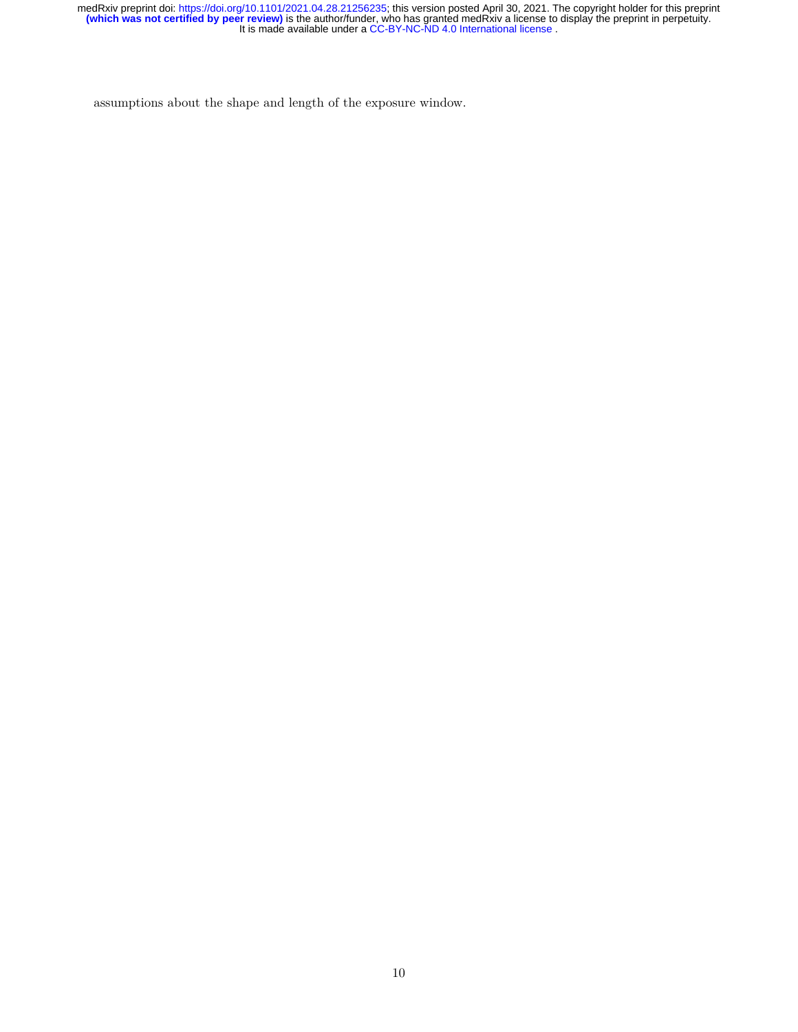assumptions about the shape and length of the exposure window.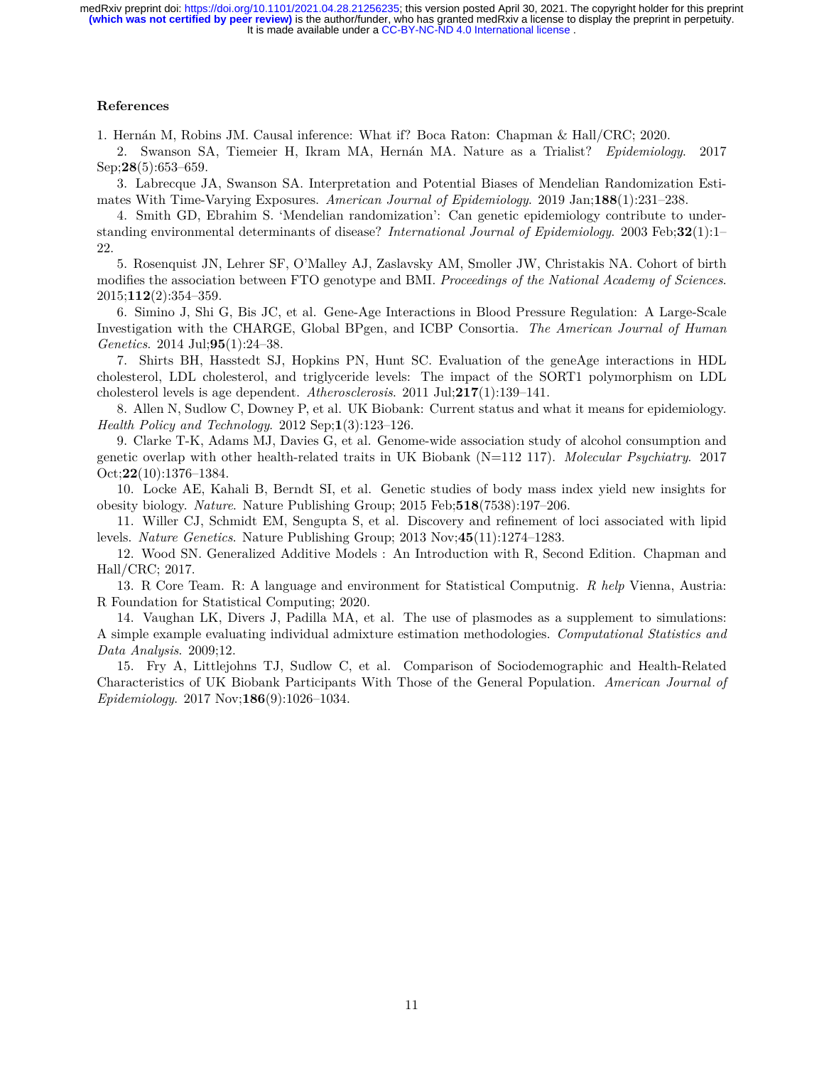**References**

1. Hernán M, Robins JM. Causal inference: What if? Boca Raton: Chapman & Hall/CRC; 2020.

2. Swanson SA, Tiemeier H, Ikram MA, Hernán MA. Nature as a Trialist? *Epidemiology*. 2017 Sep;**28**(5):653–659.

3. Labrecque JA, Swanson SA. Interpretation and Potential Biases of Mendelian Randomization Estimates With Time-Varying Exposures. *American Journal of Epidemiology*. 2019 Jan;**188**(1):231–238.

4. Smith GD, Ebrahim S. 'Mendelian randomization': Can genetic epidemiology contribute to understanding environmental determinants of disease? *International Journal of Epidemiology*. 2003 Feb;**32**(1):1–22.

5. Rosenquist JN, Lehrer SF, O'Malley AJ, Zaslavsky AM, Smoller JW, Christakis NA. Cohort of birth modifies the association between FTO genotype and BMI. *Proceedings of the National Academy of Sciences*. 2015;**112**(2):354–359.

6. Simino J, Shi G, Bis JC, et al. Gene-Age Interactions in Blood Pressure Regulation: A Large-Scale Investigation with the CHARGE, Global BPgen, and ICBP Consortia. *The American Journal of Human Genetics*. 2014 Jul;**95**(1):24–38.

7. Shirts BH, Hasstedt SJ, Hopkins PN, Hunt SC. Evaluation of the geneAge interactions in HDL cholesterol, LDL cholesterol, and triglyceride levels: The impact of the SORT1 polymorphism on LDL cholesterol levels is age dependent. *Atherosclerosis*. 2011 Jul;**217**(1):139–141.

8. Allen N, Sudlow C, Downey P, et al. UK Biobank: Current status and what it means for epidemiology. *Health Policy and Technology*. 2012 Sep;**1**(3):123–126.

9. Clarke T-K, Adams MJ, Davies G, et al. Genome-wide association study of alcohol consumption and genetic overlap with other health-related traits in UK Biobank (N=112 117). *Molecular Psychiatry*. 2017 Oct;**22**(10):1376–1384.

10. Locke AE, Kahali B, Berndt SI, et al. Genetic studies of body mass index yield new insights for obesity biology. *Nature*. Nature Publishing Group; 2015 Feb;**518**(7538):197–206.

11. Willer CJ, Schmidt EM, Sengupta S, et al. Discovery and refinement of loci associated with lipid levels. *Nature Genetics*. Nature Publishing Group; 2013 Nov;**45**(11):1274–1283.

12. Wood SN. Generalized Additive Models : An Introduction with R, Second Edition. Chapman and Hall/CRC; 2017.

13. R Core Team. R: A language and environment for Statistical Computnig. *R help* Vienna, Austria: R Foundation for Statistical Computing; 2020.

14. Vaughan LK, Divers J, Padilla MA, et al. The use of plasmodes as a supplement to simulations: A simple example evaluating individual admixture estimation methodologies. *Computational Statistics and Data Analysis*. 2009;12.

15. Fry A, Littlejohns TJ, Sudlow C, et al. Comparison of Sociodemographic and Health-Related Characteristics of UK Biobank Participants With Those of the General Population. *American Journal of Epidemiology*. 2017 Nov;**186**(9):1026–1034.